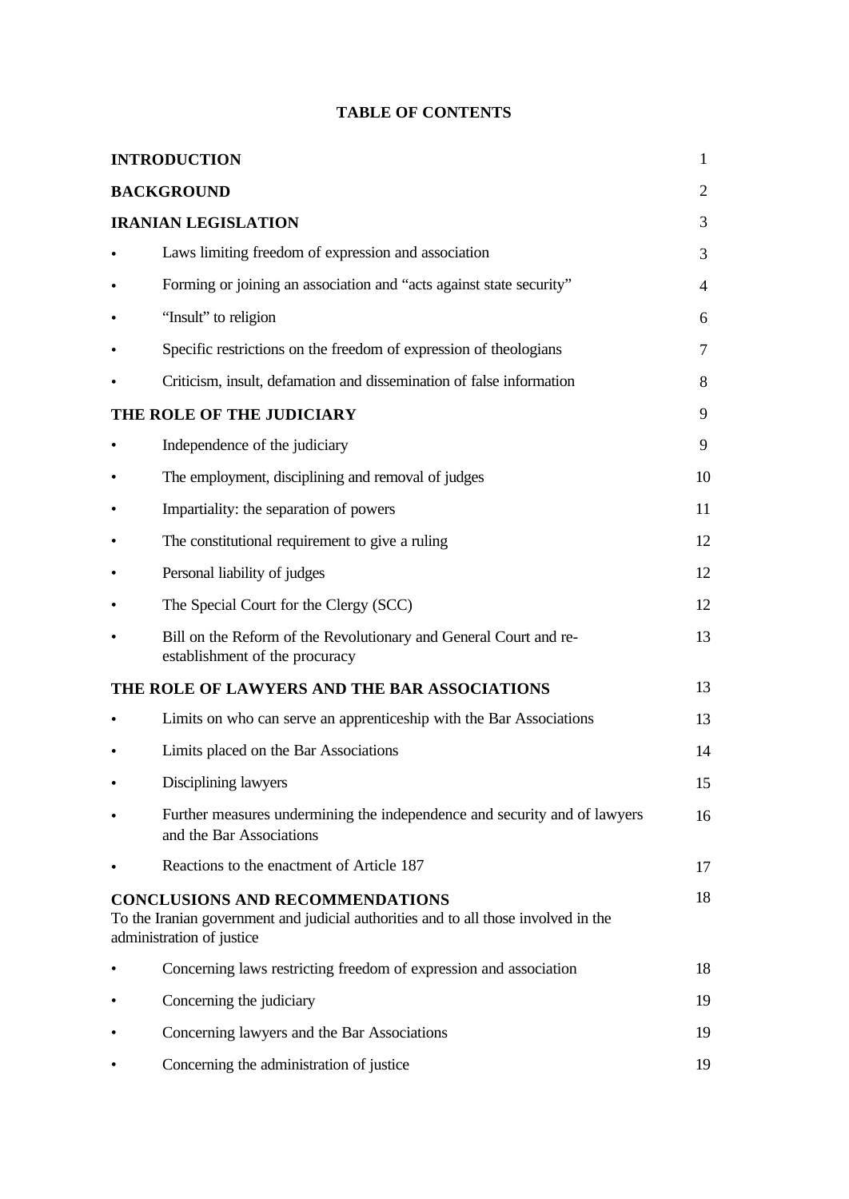**TABLE OF CONTENTS**

| | |
|---|---|
| **INTRODUCTION** | 1 |
| **BACKGROUND** | 2 |
| **IRANIAN LEGISLATION** | 3 |
| • Laws limiting freedom of expression and association | 3 |
| • Forming or joining an association and "acts against state security" | 4 |
| • "Insult" to religion | 6 |
| • Specific restrictions on the freedom of expression of theologians | 7 |
| • Criticism, insult, defamation and dissemination of false information | 8 |
| **THE ROLE OF THE JUDICIARY** | 9 |
| • Independence of the judiciary | 9 |
| • The employment, disciplining and removal of judges | 10 |
| • Impartiality: the separation of powers | 11 |
| • The constitutional requirement to give a ruling | 12 |
| • Personal liability of judges | 12 |
| • The Special Court for the Clergy (SCC) | 12 |
| • Bill on the Reform of the Revolutionary and General Court and re-establishment of the procuracy | 13 |
| **THE ROLE OF LAWYERS AND THE BAR ASSOCIATIONS** | 13 |
| • Limits on who can serve an apprenticeship with the Bar Associations | 13 |
| • Limits placed on the Bar Associations | 14 |
| • Disciplining lawyers | 15 |
| • Further measures undermining the independence and security and of lawyers and the Bar Associations | 16 |
| • Reactions to the enactment of Article 187 | 17 |
| **CONCLUSIONS AND RECOMMENDATIONS** To the Iranian government and judicial authorities and to all those involved in the administration of justice | 18 |
| • Concerning laws restricting freedom of expression and association | 18 |
| • Concerning the judiciary | 19 |
| • Concerning lawyers and the Bar Associations | 19 |
| • Concerning the administration of justice | 19 |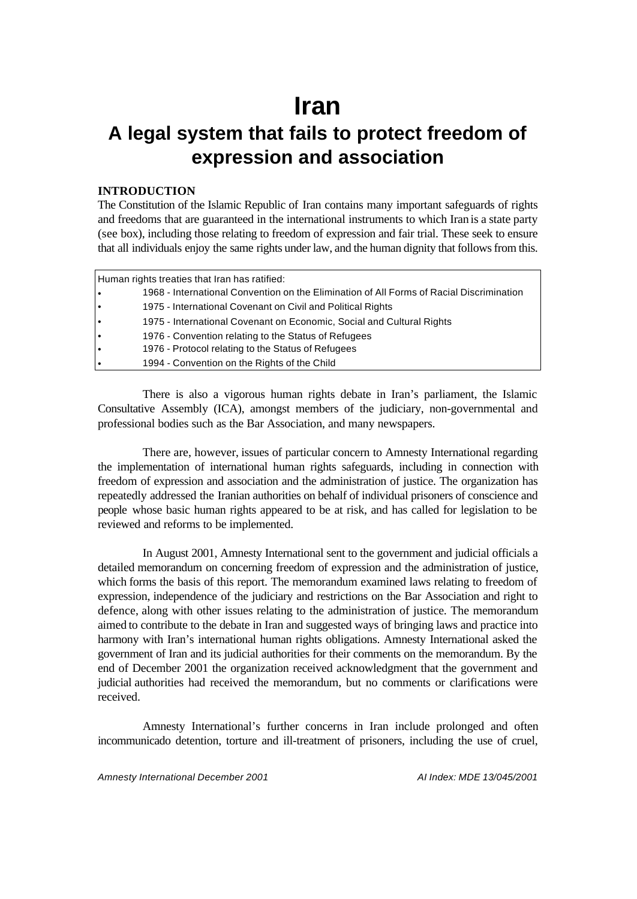# Iran

## A legal system that fails to protect freedom of expression and association

### INTRODUCTION

The Constitution of the Islamic Republic of Iran contains many important safeguards of rights and freedoms that are guaranteed in the international instruments to which Iran is a state party (see box), including those relating to freedom of expression and fair trial. These seek to ensure that all individuals enjoy the same rights under law, and the human dignity that follows from this.

Human rights treaties that Iran has ratified:

- 1968 - International Convention on the Elimination of All Forms of Racial Discrimination
- 1975 - International Covenant on Civil and Political Rights
- 1975 - International Covenant on Economic, Social and Cultural Rights
- 1976 - Convention relating to the Status of Refugees
- 1976 - Protocol relating to the Status of Refugees
- 1994 - Convention on the Rights of the Child

There is also a vigorous human rights debate in Iran's parliament, the Islamic Consultative Assembly (ICA), amongst members of the judiciary, non-governmental and professional bodies such as the Bar Association, and many newspapers.

There are, however, issues of particular concern to Amnesty International regarding the implementation of international human rights safeguards, including in connection with freedom of expression and association and the administration of justice. The organization has repeatedly addressed the Iranian authorities on behalf of individual prisoners of conscience and people whose basic human rights appeared to be at risk, and has called for legislation to be reviewed and reforms to be implemented.

In August 2001, Amnesty International sent to the government and judicial officials a detailed memorandum on concerning freedom of expression and the administration of justice, which forms the basis of this report. The memorandum examined laws relating to freedom of expression, independence of the judiciary and restrictions on the Bar Association and right to defence, along with other issues relating to the administration of justice. The memorandum aimed to contribute to the debate in Iran and suggested ways of bringing laws and practice into harmony with Iran's international human rights obligations. Amnesty International asked the government of Iran and its judicial authorities for their comments on the memorandum. By the end of December 2001 the organization received acknowledgment that the government and judicial authorities had received the memorandum, but no comments or clarifications were received.

Amnesty International's further concerns in Iran include prolonged and often incommunicado detention, torture and ill-treatment of prisoners, including the use of cruel,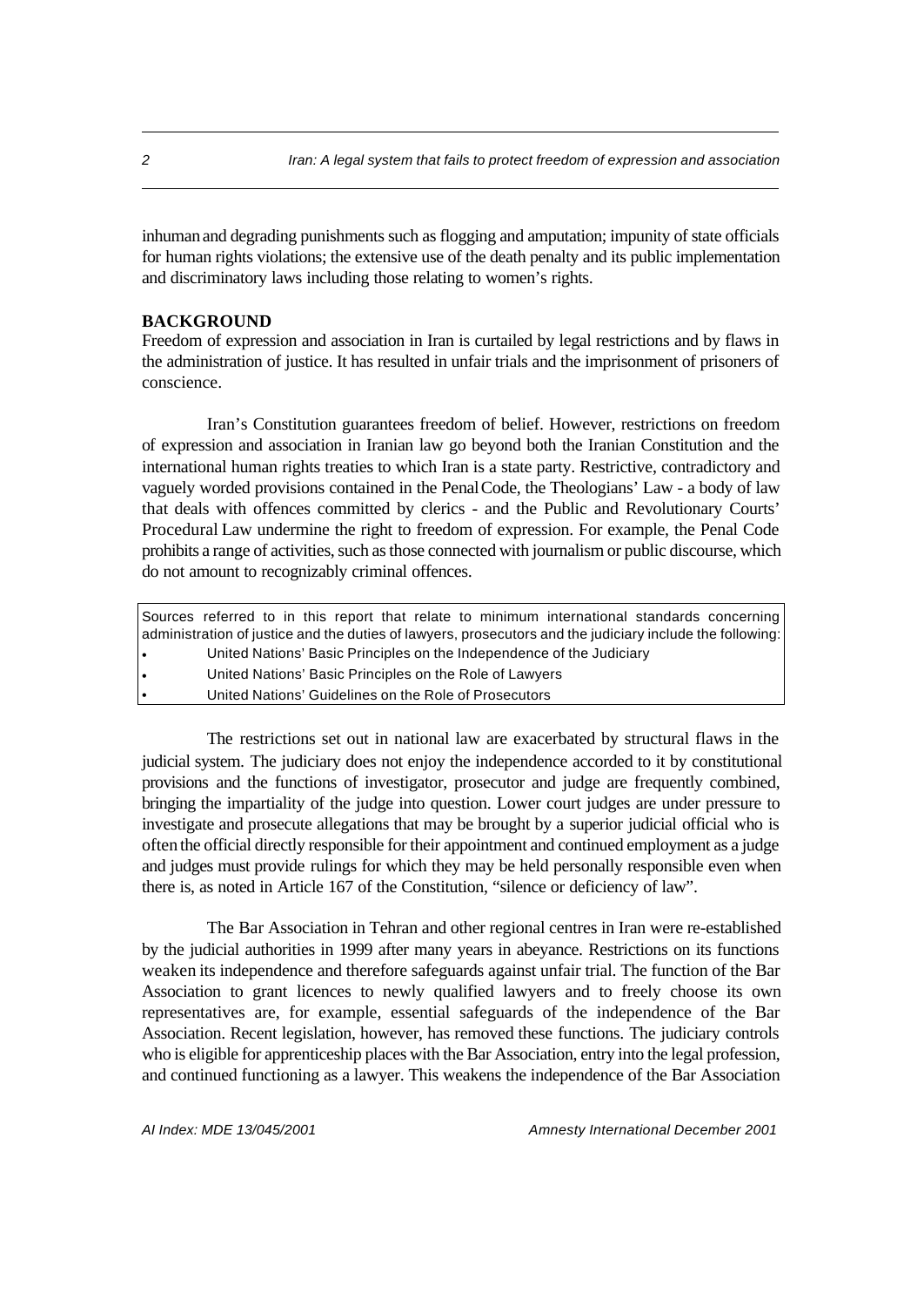inhuman and degrading punishments such as flogging and amputation; impunity of state officials for human rights violations; the extensive use of the death penalty and its public implementation and discriminatory laws including those relating to women's rights.

## BACKGROUND

Freedom of expression and association in Iran is curtailed by legal restrictions and by flaws in the administration of justice. It has resulted in unfair trials and the imprisonment of prisoners of conscience.

Iran's Constitution guarantees freedom of belief. However, restrictions on freedom of expression and association in Iranian law go beyond both the Iranian Constitution and the international human rights treaties to which Iran is a state party. Restrictive, contradictory and vaguely worded provisions contained in the Penal Code, the Theologians' Law - a body of law that deals with offences committed by clerics - and the Public and Revolutionary Courts' Procedural Law undermine the right to freedom of expression. For example, the Penal Code prohibits a range of activities, such as those connected with journalism or public discourse, which do not amount to recognizably criminal offences.

> Sources referred to in this report that relate to minimum international standards concerning administration of justice and the duties of lawyers, prosecutors and the judiciary include the following:
> - United Nations' Basic Principles on the Independence of the Judiciary
> - United Nations' Basic Principles on the Role of Lawyers
> - United Nations' Guidelines on the Role of Prosecutors

The restrictions set out in national law are exacerbated by structural flaws in the judicial system. The judiciary does not enjoy the independence accorded to it by constitutional provisions and the functions of investigator, prosecutor and judge are frequently combined, bringing the impartiality of the judge into question. Lower court judges are under pressure to investigate and prosecute allegations that may be brought by a superior judicial official who is often the official directly responsible for their appointment and continued employment as a judge and judges must provide rulings for which they may be held personally responsible even when there is, as noted in Article 167 of the Constitution, "silence or deficiency of law".

The Bar Association in Tehran and other regional centres in Iran were re-established by the judicial authorities in 1999 after many years in abeyance. Restrictions on its functions weaken its independence and therefore safeguards against unfair trial. The function of the Bar Association to grant licences to newly qualified lawyers and to freely choose its own representatives are, for example, essential safeguards of the independence of the Bar Association. Recent legislation, however, has removed these functions. The judiciary controls who is eligible for apprenticeship places with the Bar Association, entry into the legal profession, and continued functioning as a lawyer. This weakens the independence of the Bar Association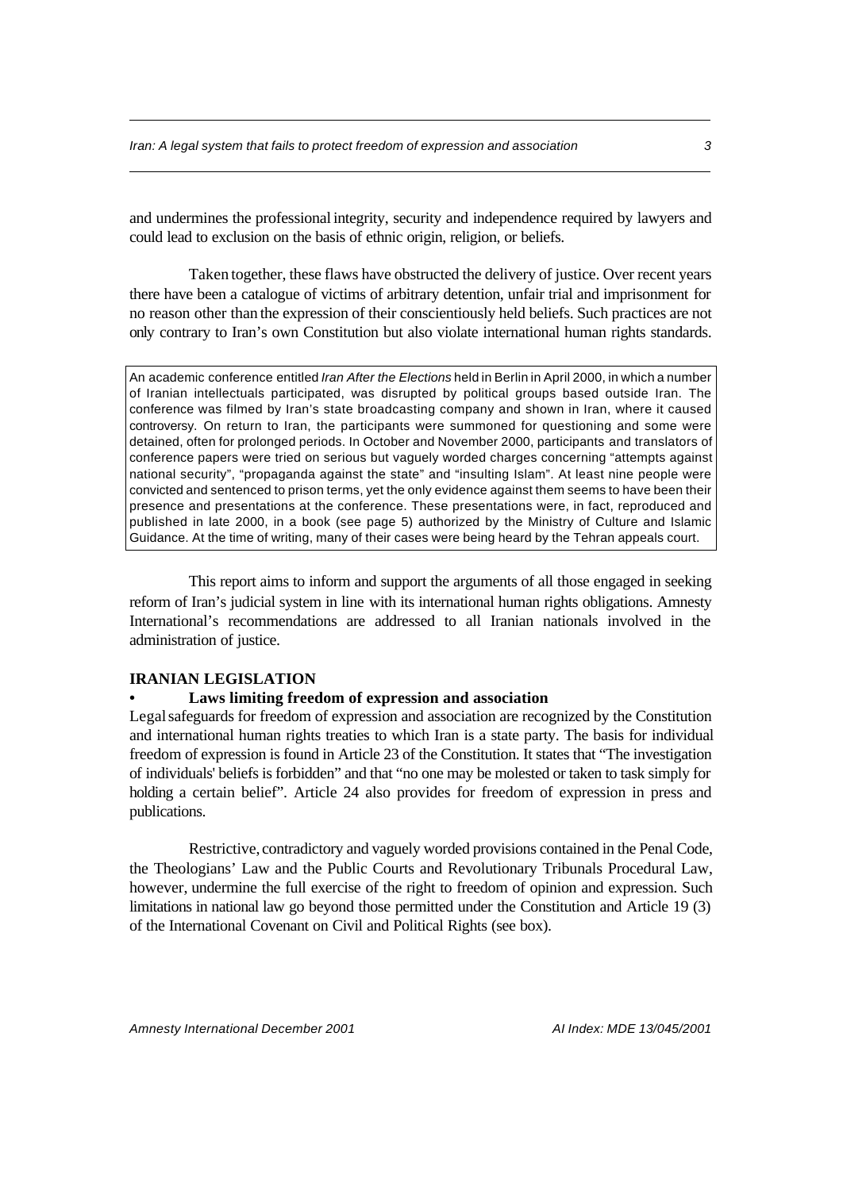and undermines the professional integrity, security and independence required by lawyers and could lead to exclusion on the basis of ethnic origin, religion, or beliefs.

Taken together, these flaws have obstructed the delivery of justice. Over recent years there have been a catalogue of victims of arbitrary detention, unfair trial and imprisonment for no reason other than the expression of their conscientiously held beliefs. Such practices are not only contrary to Iran's own Constitution but also violate international human rights standards.

> An academic conference entitled *Iran After the Elections* held in Berlin in April 2000, in which a number of Iranian intellectuals participated, was disrupted by political groups based outside Iran. The conference was filmed by Iran's state broadcasting company and shown in Iran, where it caused controversy. On return to Iran, the participants were summoned for questioning and some were detained, often for prolonged periods. In October and November 2000, participants and translators of conference papers were tried on serious but vaguely worded charges concerning "attempts against national security", "propaganda against the state" and "insulting Islam". At least nine people were convicted and sentenced to prison terms, yet the only evidence against them seems to have been their presence and presentations at the conference. These presentations were, in fact, reproduced and published in late 2000, in a book (see page 5) authorized by the Ministry of Culture and Islamic Guidance. At the time of writing, many of their cases were being heard by the Tehran appeals court.

This report aims to inform and support the arguments of all those engaged in seeking reform of Iran's judicial system in line with its international human rights obligations. Amnesty International's recommendations are addressed to all Iranian nationals involved in the administration of justice.

## IRANIAN LEGISLATION

- **Laws limiting freedom of expression and association**

Legal safeguards for freedom of expression and association are recognized by the Constitution and international human rights treaties to which Iran is a state party. The basis for individual freedom of expression is found in Article 23 of the Constitution. It states that "The investigation of individuals' beliefs is forbidden" and that "no one may be molested or taken to task simply for holding a certain belief". Article 24 also provides for freedom of expression in press and publications.

Restrictive, contradictory and vaguely worded provisions contained in the Penal Code, the Theologians' Law and the Public Courts and Revolutionary Tribunals Procedural Law, however, undermine the full exercise of the right to freedom of opinion and expression. Such limitations in national law go beyond those permitted under the Constitution and Article 19 (3) of the International Covenant on Civil and Political Rights (see box).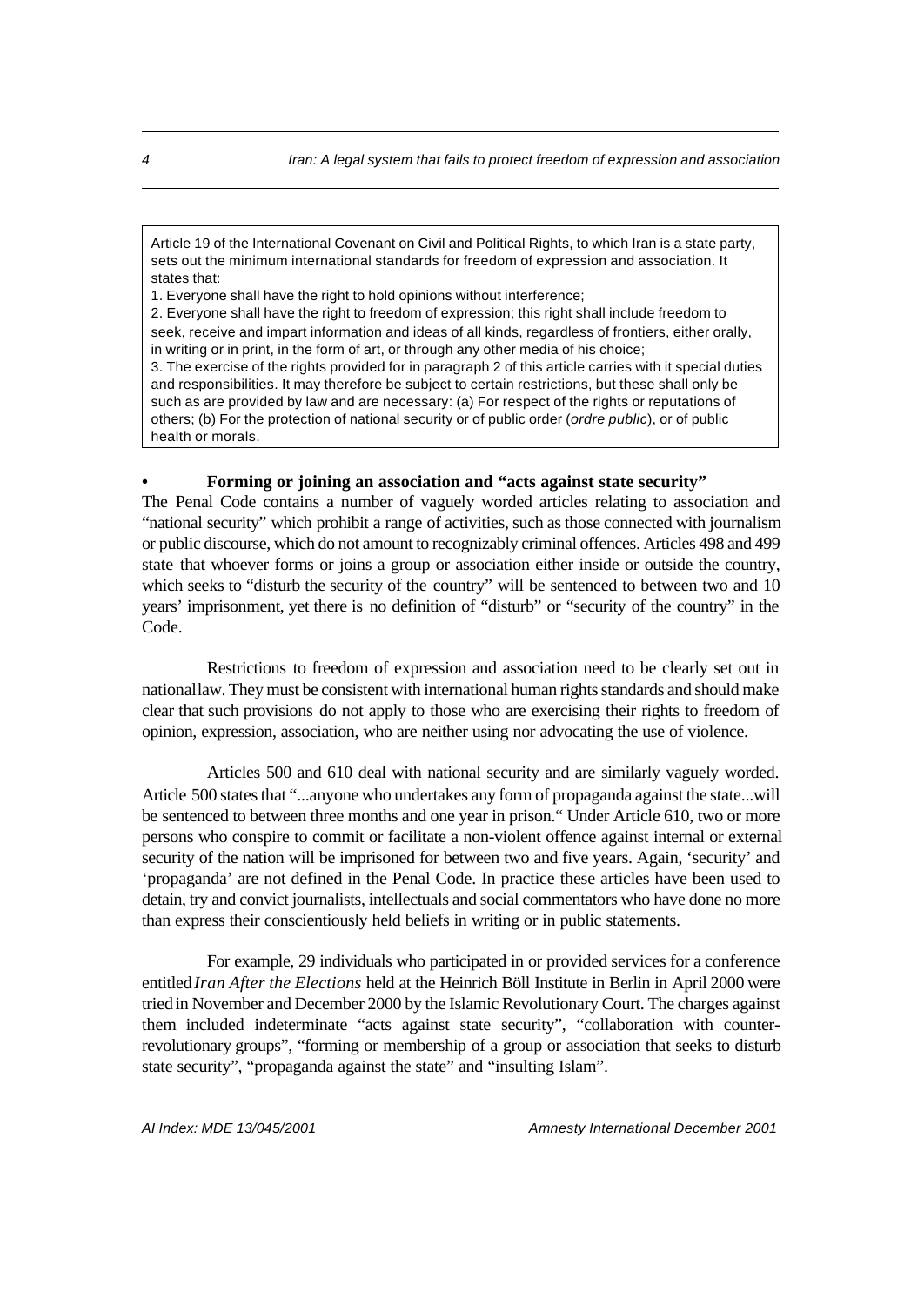> Article 19 of the International Covenant on Civil and Political Rights, to which Iran is a state party, sets out the minimum international standards for freedom of expression and association. It states that:
>
> 1. Everyone shall have the right to hold opinions without interference;
> 2. Everyone shall have the right to freedom of expression; this right shall include freedom to seek, receive and impart information and ideas of all kinds, regardless of frontiers, either orally, in writing or in print, in the form of art, or through any other media of his choice;
> 3. The exercise of the rights provided for in paragraph 2 of this article carries with it special duties and responsibilities. It may therefore be subject to certain restrictions, but these shall only be such as are provided by law and are necessary: (a) For respect of the rights or reputations of others; (b) For the protection of national security or of public order (*ordre public*), or of public health or morals.

- **Forming or joining an association and "acts against state security"**

The Penal Code contains a number of vaguely worded articles relating to association and "national security" which prohibit a range of activities, such as those connected with journalism or public discourse, which do not amount to recognizably criminal offences. Articles 498 and 499 state that whoever forms or joins a group or association either inside or outside the country, which seeks to "disturb the security of the country" will be sentenced to between two and 10 years' imprisonment, yet there is no definition of "disturb" or "security of the country" in the Code.

Restrictions to freedom of expression and association need to be clearly set out in national law. They must be consistent with international human rights standards and should make clear that such provisions do not apply to those who are exercising their rights to freedom of opinion, expression, association, who are neither using nor advocating the use of violence.

Articles 500 and 610 deal with national security and are similarly vaguely worded. Article 500 states that "...anyone who undertakes any form of propaganda against the state...will be sentenced to between three months and one year in prison." Under Article 610, two or more persons who conspire to commit or facilitate a non-violent offence against internal or external security of the nation will be imprisoned for between two and five years. Again, 'security' and 'propaganda' are not defined in the Penal Code. In practice these articles have been used to detain, try and convict journalists, intellectuals and social commentators who have done no more than express their conscientiously held beliefs in writing or in public statements.

For example, 29 individuals who participated in or provided services for a conference entitled *Iran After the Elections* held at the Heinrich Böll Institute in Berlin in April 2000 were tried in November and December 2000 by the Islamic Revolutionary Court. The charges against them included indeterminate "acts against state security", "collaboration with counter-revolutionary groups", "forming or membership of a group or association that seeks to disturb state security", "propaganda against the state" and "insulting Islam".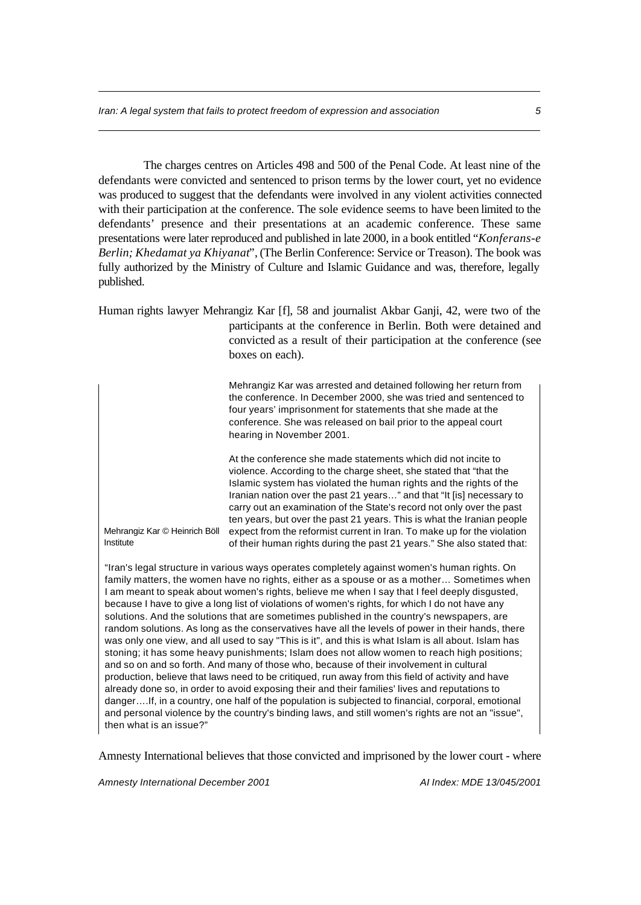The charges centres on Articles 498 and 500 of the Penal Code. At least nine of the defendants were convicted and sentenced to prison terms by the lower court, yet no evidence was produced to suggest that the defendants were involved in any violent activities connected with their participation at the conference. The sole evidence seems to have been limited to the defendants' presence and their presentations at an academic conference. These same presentations were later reproduced and published in late 2000, in a book entitled "*Konferans-e Berlin; Khedamat ya Khiyanat*", (The Berlin Conference: Service or Treason). The book was fully authorized by the Ministry of Culture and Islamic Guidance and was, therefore, legally published.

Human rights lawyer Mehrangiz Kar [f], 58 and journalist Akbar Ganji, 42, were two of the participants at the conference in Berlin. Both were detained and convicted as a result of their participation at the conference (see boxes on each).

Mehrangiz Kar was arrested and detained following her return from the conference. In December 2000, she was tried and sentenced to four years' imprisonment for statements that she made at the conference. She was released on bail prior to the appeal court hearing in November 2001.

At the conference she made statements which did not incite to violence. According to the charge sheet, she stated that "that the Islamic system has violated the human rights and the rights of the Iranian nation over the past 21 years…" and that "It [is] necessary to carry out an examination of the State's record not only over the past ten years, but over the past 21 years. This is what the Iranian people expect from the reformist current in Iran. To make up for the violation of their human rights during the past 21 years." She also stated that:

Mehrangiz Kar © Heinrich Böll Institute

"Iran's legal structure in various ways operates completely against women's human rights. On family matters, the women have no rights, either as a spouse or as a mother… Sometimes when I am meant to speak about women's rights, believe me when I say that I feel deeply disgusted, because I have to give a long list of violations of women's rights, for which I do not have any solutions. And the solutions that are sometimes published in the country's newspapers, are random solutions. As long as the conservatives have all the levels of power in their hands, there was only one view, and all used to say "This is it", and this is what Islam is all about. Islam has stoning; it has some heavy punishments; Islam does not allow women to reach high positions; and so on and so forth. And many of those who, because of their involvement in cultural production, believe that laws need to be critiqued, run away from this field of activity and have already done so, in order to avoid exposing their and their families' lives and reputations to danger….If, in a country, one half of the population is subjected to financial, corporal, emotional and personal violence by the country's binding laws, and still women's rights are not an "issue", then what is an issue?"

Amnesty International believes that those convicted and imprisoned by the lower court - where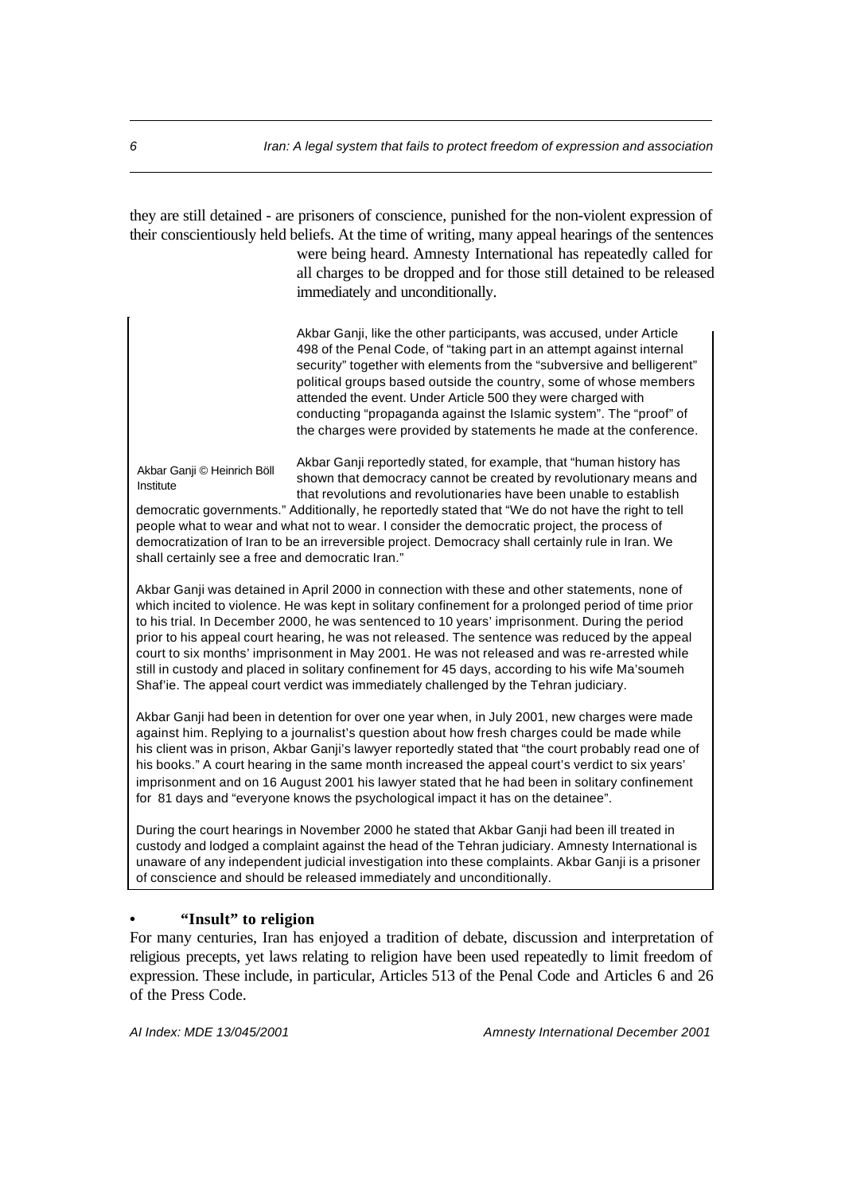they are still detained - are prisoners of conscience, punished for the non-violent expression of their conscientiously held beliefs. At the time of writing, many appeal hearings of the sentences were being heard. Amnesty International has repeatedly called for all charges to be dropped and for those still detained to be released immediately and unconditionally.

Akbar Ganji, like the other participants, was accused, under Article 498 of the Penal Code, of "taking part in an attempt against internal security" together with elements from the "subversive and belligerent" political groups based outside the country, some of whose members attended the event. Under Article 500 they were charged with conducting "propaganda against the Islamic system". The "proof" of the charges were provided by statements he made at the conference.

Akbar Ganji © Heinrich Böll Institute

Akbar Ganji reportedly stated, for example, that "human history has shown that democracy cannot be created by revolutionary means and that revolutions and revolutionaries have been unable to establish democratic governments." Additionally, he reportedly stated that "We do not have the right to tell people what to wear and what not to wear. I consider the democratic project, the process of democratization of Iran to be an irreversible project. Democracy shall certainly rule in Iran. We shall certainly see a free and democratic Iran."

Akbar Ganji was detained in April 2000 in connection with these and other statements, none of which incited to violence. He was kept in solitary confinement for a prolonged period of time prior to his trial. In December 2000, he was sentenced to 10 years' imprisonment. During the period prior to his appeal court hearing, he was not released. The sentence was reduced by the appeal court to six months' imprisonment in May 2001. He was not released and was re-arrested while still in custody and placed in solitary confinement for 45 days, according to his wife Ma'soumeh Shaf'ie. The appeal court verdict was immediately challenged by the Tehran judiciary.

Akbar Ganji had been in detention for over one year when, in July 2001, new charges were made against him. Replying to a journalist's question about how fresh charges could be made while his client was in prison, Akbar Ganji's lawyer reportedly stated that "the court probably read one of his books." A court hearing in the same month increased the appeal court's verdict to six years' imprisonment and on 16 August 2001 his lawyer stated that he had been in solitary confinement for 81 days and "everyone knows the psychological impact it has on the detainee".

During the court hearings in November 2000 he stated that Akbar Ganji had been ill treated in custody and lodged a complaint against the head of the Tehran judiciary. Amnesty International is unaware of any independent judicial investigation into these complaints. Akbar Ganji is a prisoner of conscience and should be released immediately and unconditionally.

- **"Insult" to religion**

For many centuries, Iran has enjoyed a tradition of debate, discussion and interpretation of religious precepts, yet laws relating to religion have been used repeatedly to limit freedom of expression. These include, in particular, Articles 513 of the Penal Code and Articles 6 and 26 of the Press Code.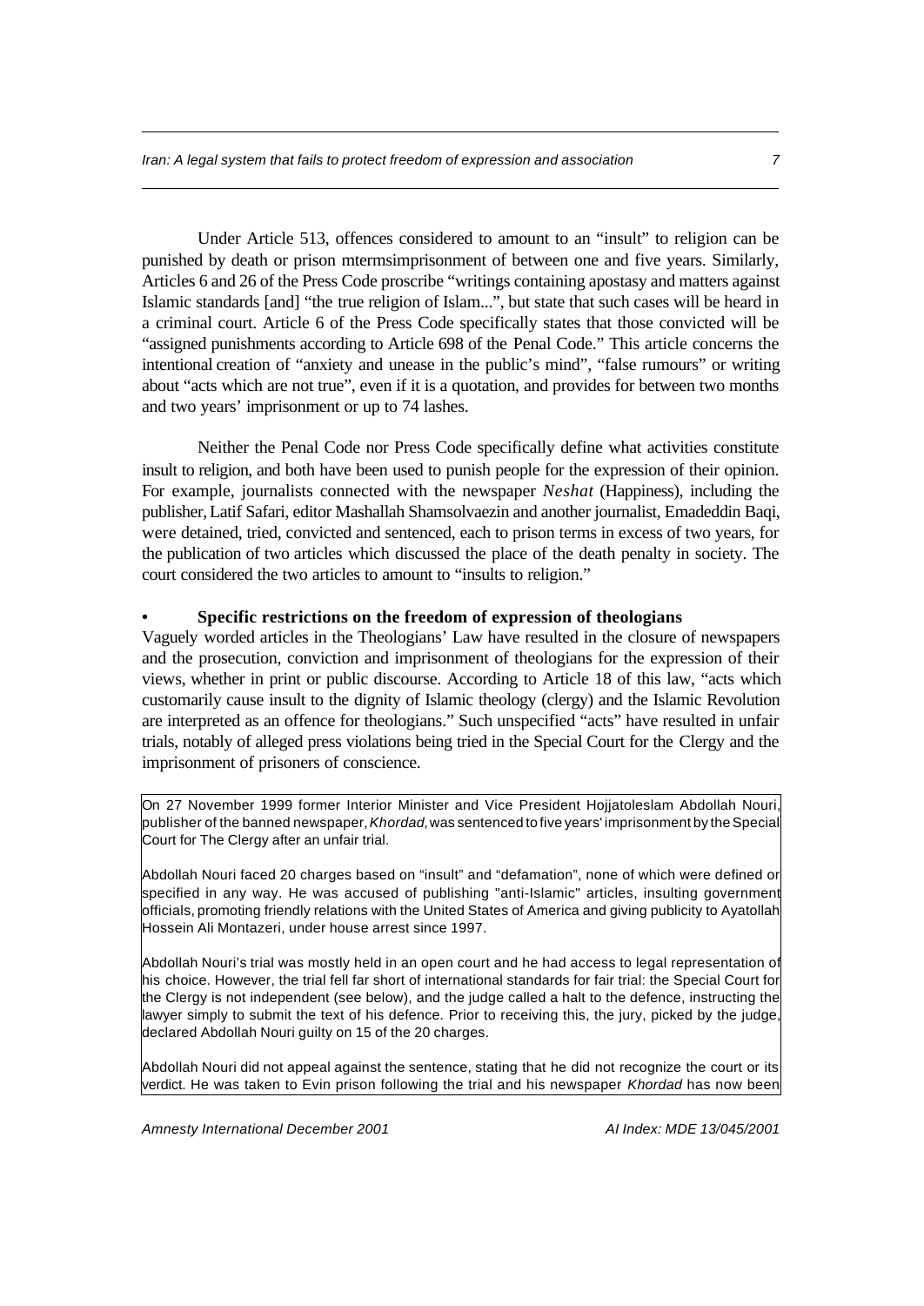Under Article 513, offences considered to amount to an "insult" to religion can be punished by death or prison mtermsimprisonment of between one and five years. Similarly, Articles 6 and 26 of the Press Code proscribe "writings containing apostasy and matters against Islamic standards [and] "the true religion of Islam...", but state that such cases will be heard in a criminal court. Article 6 of the Press Code specifically states that those convicted will be "assigned punishments according to Article 698 of the Penal Code." This article concerns the intentional creation of "anxiety and unease in the public's mind", "false rumours" or writing about "acts which are not true", even if it is a quotation, and provides for between two months and two years' imprisonment or up to 74 lashes.

Neither the Penal Code nor Press Code specifically define what activities constitute insult to religion, and both have been used to punish people for the expression of their opinion. For example, journalists connected with the newspaper *Neshat* (Happiness), including the publisher, Latif Safari, editor Mashallah Shamsolvaezin and another journalist, Emadeddin Baqi, were detained, tried, convicted and sentenced, each to prison terms in excess of two years, for the publication of two articles which discussed the place of the death penalty in society. The court considered the two articles to amount to "insults to religion."

- **Specific restrictions on the freedom of expression of theologians**

Vaguely worded articles in the Theologians' Law have resulted in the closure of newspapers and the prosecution, conviction and imprisonment of theologians for the expression of their views, whether in print or public discourse. According to Article 18 of this law, "acts which customarily cause insult to the dignity of Islamic theology (clergy) and the Islamic Revolution are interpreted as an offence for theologians." Such unspecified "acts" have resulted in unfair trials, notably of alleged press violations being tried in the Special Court for the Clergy and the imprisonment of prisoners of conscience.

> On 27 November 1999 former Interior Minister and Vice President Hojjatoleslam Abdollah Nouri, publisher of the banned newspaper, *Khordad*, was sentenced to five years' imprisonment by the Special Court for The Clergy after an unfair trial.
>
> Abdollah Nouri faced 20 charges based on "insult" and "defamation", none of which were defined or specified in any way. He was accused of publishing "anti-Islamic" articles, insulting government officials, promoting friendly relations with the United States of America and giving publicity to Ayatollah Hossein Ali Montazeri, under house arrest since 1997.
>
> Abdollah Nouri's trial was mostly held in an open court and he had access to legal representation of his choice. However, the trial fell far short of international standards for fair trial: the Special Court for the Clergy is not independent (see below), and the judge called a halt to the defence, instructing the lawyer simply to submit the text of his defence. Prior to receiving this, the jury, picked by the judge, declared Abdollah Nouri guilty on 15 of the 20 charges.
>
> Abdollah Nouri did not appeal against the sentence, stating that he did not recognize the court or its verdict. He was taken to Evin prison following the trial and his newspaper *Khordad* has now been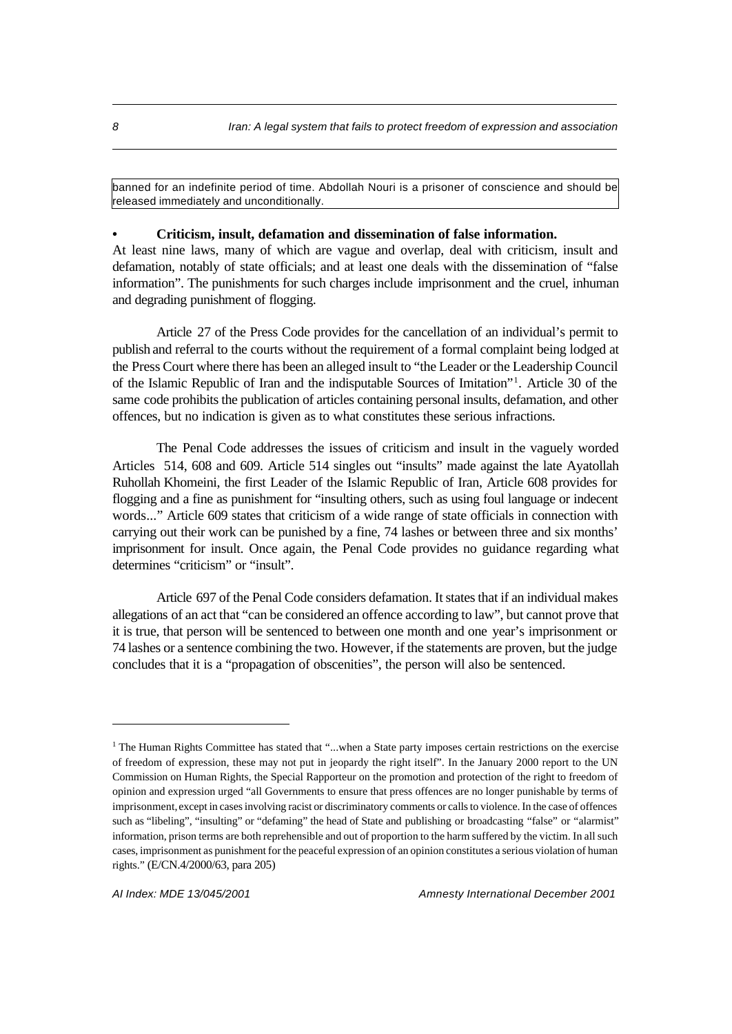banned for an indefinite period of time. Abdollah Nouri is a prisoner of conscience and should be released immediately and unconditionally.

- **Criticism, insult, defamation and dissemination of false information.**

At least nine laws, many of which are vague and overlap, deal with criticism, insult and defamation, notably of state officials; and at least one deals with the dissemination of "false information". The punishments for such charges include imprisonment and the cruel, inhuman and degrading punishment of flogging.

Article 27 of the Press Code provides for the cancellation of an individual's permit to publish and referral to the courts without the requirement of a formal complaint being lodged at the Press Court where there has been an alleged insult to "the Leader or the Leadership Council of the Islamic Republic of Iran and the indisputable Sources of Imitation"[1]. Article 30 of the same code prohibits the publication of articles containing personal insults, defamation, and other offences, but no indication is given as to what constitutes these serious infractions.

The Penal Code addresses the issues of criticism and insult in the vaguely worded Articles 514, 608 and 609. Article 514 singles out "insults" made against the late Ayatollah Ruhollah Khomeini, the first Leader of the Islamic Republic of Iran, Article 608 provides for flogging and a fine as punishment for "insulting others, such as using foul language or indecent words..." Article 609 states that criticism of a wide range of state officials in connection with carrying out their work can be punished by a fine, 74 lashes or between three and six months' imprisonment for insult. Once again, the Penal Code provides no guidance regarding what determines "criticism" or "insult".

Article 697 of the Penal Code considers defamation. It states that if an individual makes allegations of an act that "can be considered an offence according to law", but cannot prove that it is true, that person will be sentenced to between one month and one year's imprisonment or 74 lashes or a sentence combining the two. However, if the statements are proven, but the judge concludes that it is a "propagation of obscenities", the person will also be sentenced.

---

[1] The Human Rights Committee has stated that "...when a State party imposes certain restrictions on the exercise of freedom of expression, these may not put in jeopardy the right itself". In the January 2000 report to the UN Commission on Human Rights, the Special Rapporteur on the promotion and protection of the right to freedom of opinion and expression urged "all Governments to ensure that press offences are no longer punishable by terms of imprisonment, except in cases involving racist or discriminatory comments or calls to violence. In the case of offences such as "libeling", "insulting" or "defaming" the head of State and publishing or broadcasting "false" or "alarmist" information, prison terms are both reprehensible and out of proportion to the harm suffered by the victim. In all such cases, imprisonment as punishment for the peaceful expression of an opinion constitutes a serious violation of human rights." (E/CN.4/2000/63, para 205)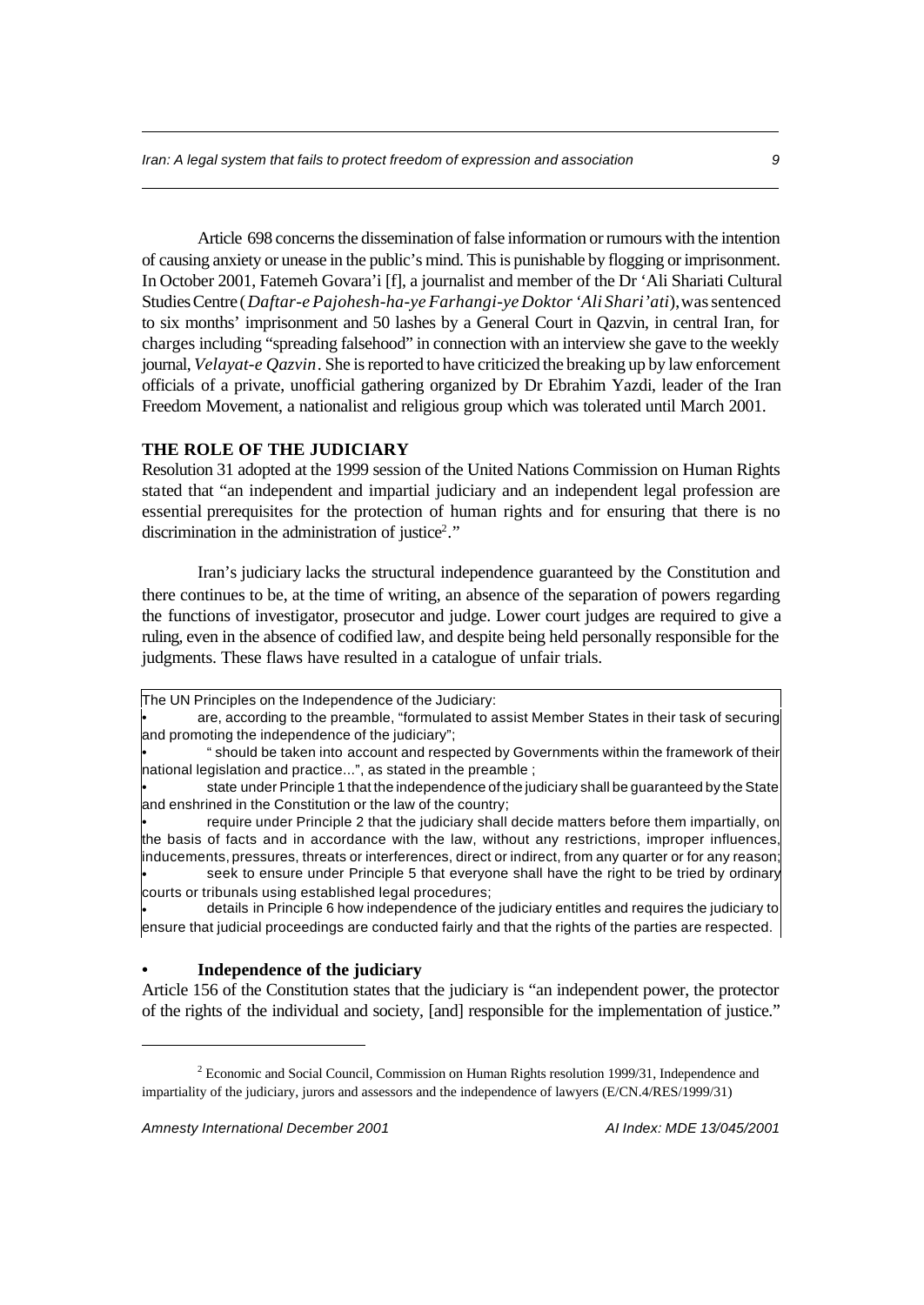Article 698 concerns the dissemination of false information or rumours with the intention of causing anxiety or unease in the public's mind. This is punishable by flogging or imprisonment. In October 2001, Fatemeh Govara'i [f], a journalist and member of the Dr 'Ali Shariati Cultural Studies Centre (*Daftar-e Pajohesh-ha-ye Farhangi-ye Doktor 'Ali Shari'ati*), was sentenced to six months' imprisonment and 50 lashes by a General Court in Qazvin, in central Iran, for charges including "spreading falsehood" in connection with an interview she gave to the weekly journal, *Velayat-e Qazvin*. She is reported to have criticized the breaking up by law enforcement officials of a private, unofficial gathering organized by Dr Ebrahim Yazdi, leader of the Iran Freedom Movement, a nationalist and religious group which was tolerated until March 2001.

## THE ROLE OF THE JUDICIARY

Resolution 31 adopted at the 1999 session of the United Nations Commission on Human Rights stated that "an independent and impartial judiciary and an independent legal profession are essential prerequisites for the protection of human rights and for ensuring that there is no discrimination in the administration of justice[2]."

Iran's judiciary lacks the structural independence guaranteed by the Constitution and there continues to be, at the time of writing, an absence of the separation of powers regarding the functions of investigator, prosecutor and judge. Lower court judges are required to give a ruling, even in the absence of codified law, and despite being held personally responsible for the judgments. These flaws have resulted in a catalogue of unfair trials.

The UN Principles on the Independence of the Judiciary:

- are, according to the preamble, "formulated to assist Member States in their task of securing and promoting the independence of the judiciary";
- " should be taken into account and respected by Governments within the framework of their national legislation and practice...", as stated in the preamble ;
- state under Principle 1 that the independence of the judiciary shall be guaranteed by the State and enshrined in the Constitution or the law of the country;
- require under Principle 2 that the judiciary shall decide matters before them impartially, on the basis of facts and in accordance with the law, without any restrictions, improper influences, inducements, pressures, threats or interferences, direct or indirect, from any quarter or for any reason;
- seek to ensure under Principle 5 that everyone shall have the right to be tried by ordinary courts or tribunals using established legal procedures;
- details in Principle 6 how independence of the judiciary entitles and requires the judiciary to ensure that judicial proceedings are conducted fairly and that the rights of the parties are respected.

### • Independence of the judiciary

Article 156 of the Constitution states that the judiciary is "an independent power, the protector of the rights of the individual and society, [and] responsible for the implementation of justice."

[2] Economic and Social Council, Commission on Human Rights resolution 1999/31, Independence and impartiality of the judiciary, jurors and assessors and the independence of lawyers (E/CN.4/RES/1999/31)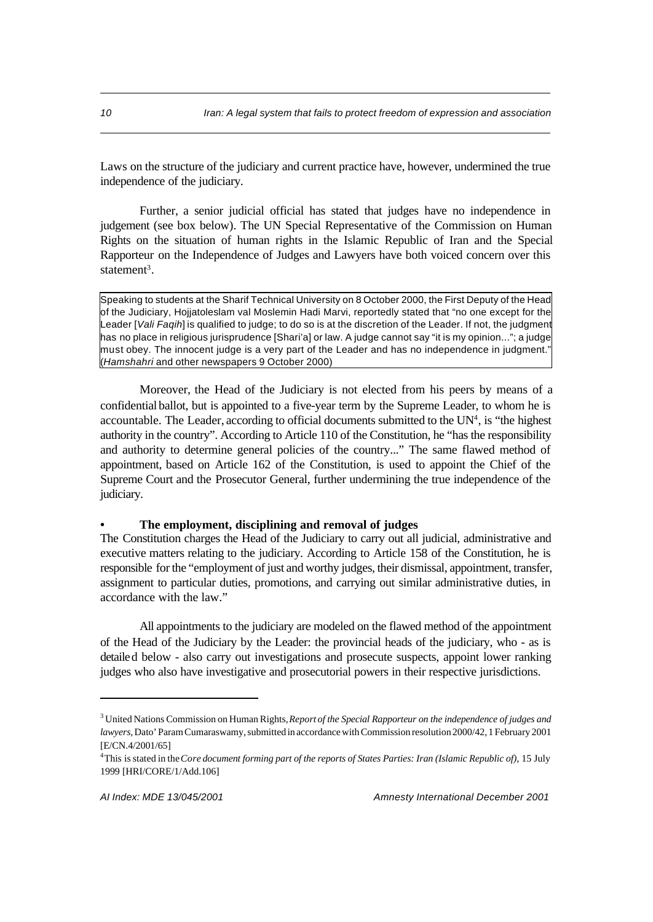Laws on the structure of the judiciary and current practice have, however, undermined the true independence of the judiciary.

Further, a senior judicial official has stated that judges have no independence in judgement (see box below). The UN Special Representative of the Commission on Human Rights on the situation of human rights in the Islamic Republic of Iran and the Special Rapporteur on the Independence of Judges and Lawyers have both voiced concern over this statement[3].

> Speaking to students at the Sharif Technical University on 8 October 2000, the First Deputy of the Head of the Judiciary, Hojjatoleslam val Moslemin Hadi Marvi, reportedly stated that "no one except for the Leader [*Vali Faqih*] is qualified to judge; to do so is at the discretion of the Leader. If not, the judgment has no place in religious jurisprudence [Shari'a] or law. A judge cannot say "it is my opinion..."; a judge must obey. The innocent judge is a very part of the Leader and has no independence in judgment." (*Hamshahri* and other newspapers 9 October 2000)

Moreover, the Head of the Judiciary is not elected from his peers by means of a confidential ballot, but is appointed to a five-year term by the Supreme Leader, to whom he is accountable. The Leader, according to official documents submitted to the UN[4], is "the highest authority in the country". According to Article 110 of the Constitution, he "has the responsibility and authority to determine general policies of the country..." The same flawed method of appointment, based on Article 162 of the Constitution, is used to appoint the Chief of the Supreme Court and the Prosecutor General, further undermining the true independence of the judiciary.

- **The employment, disciplining and removal of judges**

The Constitution charges the Head of the Judiciary to carry out all judicial, administrative and executive matters relating to the judiciary. According to Article 158 of the Constitution, he is responsible for the "employment of just and worthy judges, their dismissal, appointment, transfer, assignment to particular duties, promotions, and carrying out similar administrative duties, in accordance with the law."

All appointments to the judiciary are modeled on the flawed method of the appointment of the Head of the Judiciary by the Leader: the provincial heads of the judiciary, who - as is detailed below - also carry out investigations and prosecute suspects, appoint lower ranking judges who also have investigative and prosecutorial powers in their respective jurisdictions.

---

[3] United Nations Commission on Human Rights, *Report of the Special Rapporteur on the independence of judges and lawyers*, Dato' Param Cumaraswamy, submitted in accordance with Commission resolution 2000/42, 1 February 2001 [E/CN.4/2001/65]

[4] This is stated in the *Core document forming part of the reports of States Parties: Iran (Islamic Republic of)*, 15 July 1999 [HRI/CORE/1/Add.106]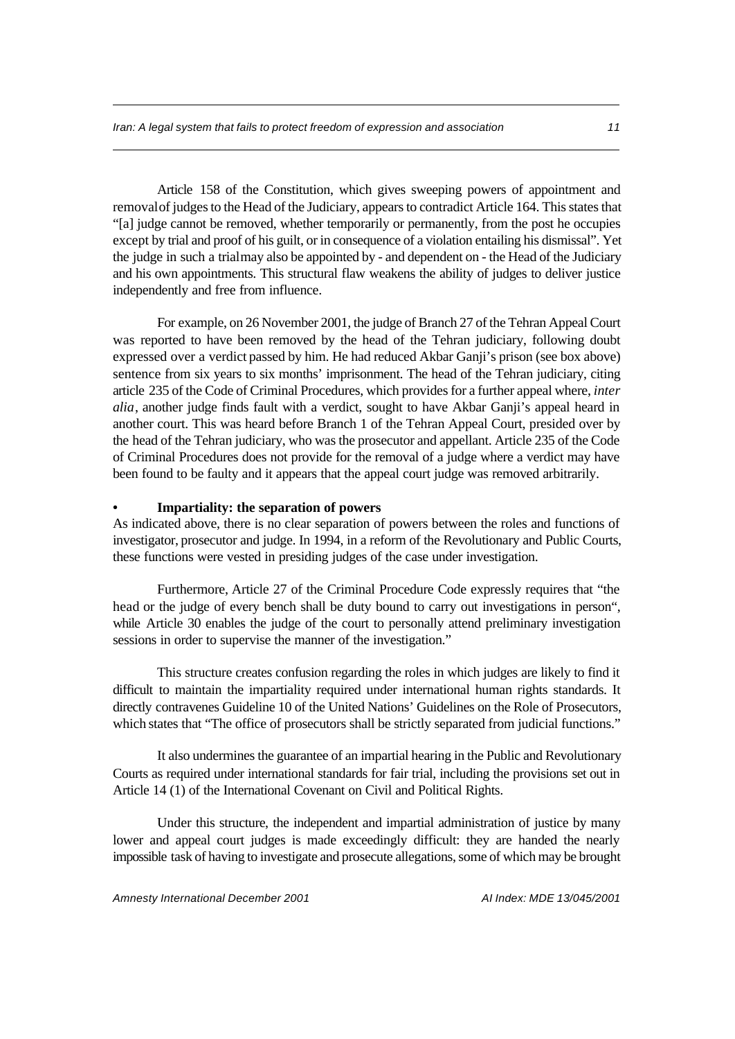Article 158 of the Constitution, which gives sweeping powers of appointment and removal of judges to the Head of the Judiciary, appears to contradict Article 164. This states that "[a] judge cannot be removed, whether temporarily or permanently, from the post he occupies except by trial and proof of his guilt, or in consequence of a violation entailing his dismissal". Yet the judge in such a trial may also be appointed by - and dependent on - the Head of the Judiciary and his own appointments. This structural flaw weakens the ability of judges to deliver justice independently and free from influence.

For example, on 26 November 2001, the judge of Branch 27 of the Tehran Appeal Court was reported to have been removed by the head of the Tehran judiciary, following doubt expressed over a verdict passed by him. He had reduced Akbar Ganji's prison (see box above) sentence from six years to six months' imprisonment. The head of the Tehran judiciary, citing article 235 of the Code of Criminal Procedures, which provides for a further appeal where, *inter alia*, another judge finds fault with a verdict, sought to have Akbar Ganji's appeal heard in another court. This was heard before Branch 1 of the Tehran Appeal Court, presided over by the head of the Tehran judiciary, who was the prosecutor and appellant. Article 235 of the Code of Criminal Procedures does not provide for the removal of a judge where a verdict may have been found to be faulty and it appears that the appeal court judge was removed arbitrarily.

- **Impartiality: the separation of powers**

As indicated above, there is no clear separation of powers between the roles and functions of investigator, prosecutor and judge. In 1994, in a reform of the Revolutionary and Public Courts, these functions were vested in presiding judges of the case under investigation.

Furthermore, Article 27 of the Criminal Procedure Code expressly requires that "the head or the judge of every bench shall be duty bound to carry out investigations in person", while Article 30 enables the judge of the court to personally attend preliminary investigation sessions in order to supervise the manner of the investigation."

This structure creates confusion regarding the roles in which judges are likely to find it difficult to maintain the impartiality required under international human rights standards. It directly contravenes Guideline 10 of the United Nations' Guidelines on the Role of Prosecutors, which states that "The office of prosecutors shall be strictly separated from judicial functions."

It also undermines the guarantee of an impartial hearing in the Public and Revolutionary Courts as required under international standards for fair trial, including the provisions set out in Article 14 (1) of the International Covenant on Civil and Political Rights.

Under this structure, the independent and impartial administration of justice by many lower and appeal court judges is made exceedingly difficult: they are handed the nearly impossible task of having to investigate and prosecute allegations, some of which may be brought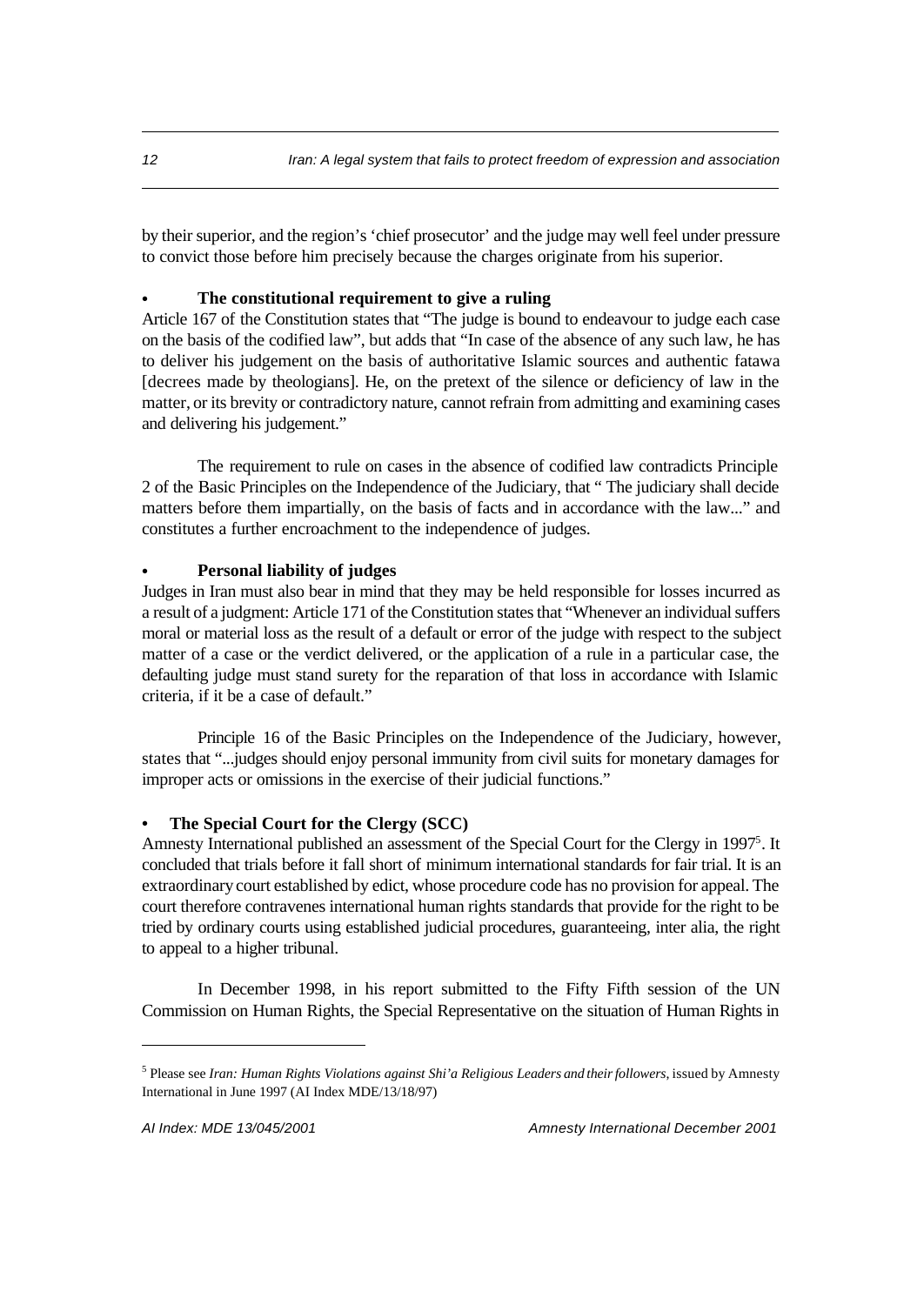by their superior, and the region's 'chief prosecutor' and the judge may well feel under pressure to convict those before him precisely because the charges originate from his superior.

- **The constitutional requirement to give a ruling**

Article 167 of the Constitution states that "The judge is bound to endeavour to judge each case on the basis of the codified law", but adds that "In case of the absence of any such law, he has to deliver his judgement on the basis of authoritative Islamic sources and authentic fatawa [decrees made by theologians]. He, on the pretext of the silence or deficiency of law in the matter, or its brevity or contradictory nature, cannot refrain from admitting and examining cases and delivering his judgement."

The requirement to rule on cases in the absence of codified law contradicts Principle 2 of the Basic Principles on the Independence of the Judiciary, that " The judiciary shall decide matters before them impartially, on the basis of facts and in accordance with the law..." and constitutes a further encroachment to the independence of judges.

- **Personal liability of judges**

Judges in Iran must also bear in mind that they may be held responsible for losses incurred as a result of a judgment: Article 171 of the Constitution states that "Whenever an individual suffers moral or material loss as the result of a default or error of the judge with respect to the subject matter of a case or the verdict delivered, or the application of a rule in a particular case, the defaulting judge must stand surety for the reparation of that loss in accordance with Islamic criteria, if it be a case of default."

Principle 16 of the Basic Principles on the Independence of the Judiciary, however, states that "...judges should enjoy personal immunity from civil suits for monetary damages for improper acts or omissions in the exercise of their judicial functions."

- **The Special Court for the Clergy (SCC)**

Amnesty International published an assessment of the Special Court for the Clergy in 1997[5]. It concluded that trials before it fall short of minimum international standards for fair trial. It is an extraordinary court established by edict, whose procedure code has no provision for appeal. The court therefore contravenes international human rights standards that provide for the right to be tried by ordinary courts using established judicial procedures, guaranteeing, inter alia, the right to appeal to a higher tribunal.

In December 1998, in his report submitted to the Fifty Fifth session of the UN Commission on Human Rights, the Special Representative on the situation of Human Rights in

---

[5] Please see *Iran: Human Rights Violations against Shi'a Religious Leaders and their followers*, issued by Amnesty International in June 1997 (AI Index MDE/13/18/97)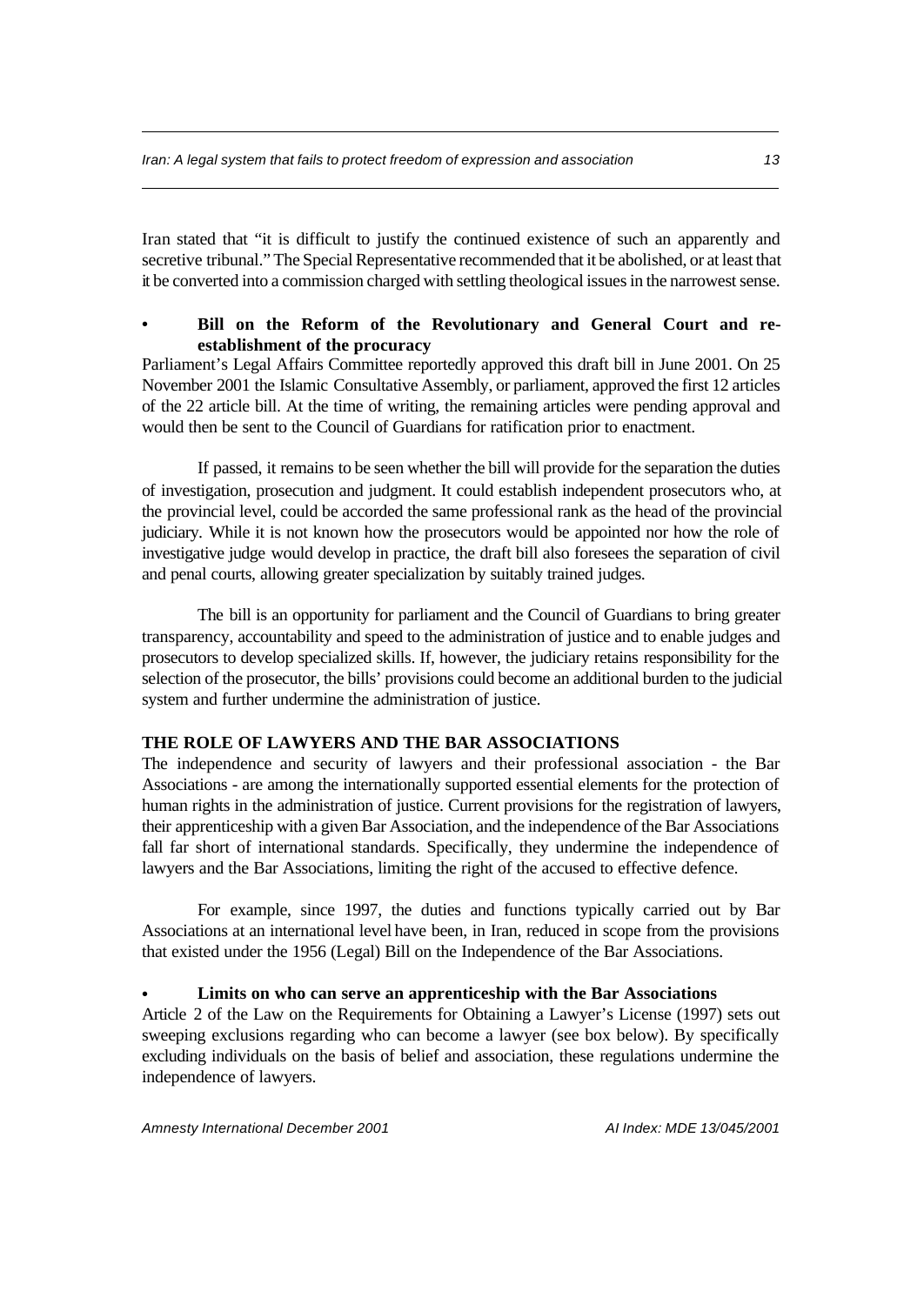Iran stated that "it is difficult to justify the continued existence of such an apparently and secretive tribunal." The Special Representative recommended that it be abolished, or at least that it be converted into a commission charged with settling theological issues in the narrowest sense.

- **Bill on the Reform of the Revolutionary and General Court and re-establishment of the procuracy**

Parliament's Legal Affairs Committee reportedly approved this draft bill in June 2001. On 25 November 2001 the Islamic Consultative Assembly, or parliament, approved the first 12 articles of the 22 article bill. At the time of writing, the remaining articles were pending approval and would then be sent to the Council of Guardians for ratification prior to enactment.

If passed, it remains to be seen whether the bill will provide for the separation the duties of investigation, prosecution and judgment. It could establish independent prosecutors who, at the provincial level, could be accorded the same professional rank as the head of the provincial judiciary. While it is not known how the prosecutors would be appointed nor how the role of investigative judge would develop in practice, the draft bill also foresees the separation of civil and penal courts, allowing greater specialization by suitably trained judges.

The bill is an opportunity for parliament and the Council of Guardians to bring greater transparency, accountability and speed to the administration of justice and to enable judges and prosecutors to develop specialized skills. If, however, the judiciary retains responsibility for the selection of the prosecutor, the bills' provisions could become an additional burden to the judicial system and further undermine the administration of justice.

## THE ROLE OF LAWYERS AND THE BAR ASSOCIATIONS

The independence and security of lawyers and their professional association - the Bar Associations - are among the internationally supported essential elements for the protection of human rights in the administration of justice. Current provisions for the registration of lawyers, their apprenticeship with a given Bar Association, and the independence of the Bar Associations fall far short of international standards. Specifically, they undermine the independence of lawyers and the Bar Associations, limiting the right of the accused to effective defence.

For example, since 1997, the duties and functions typically carried out by Bar Associations at an international level have been, in Iran, reduced in scope from the provisions that existed under the 1956 (Legal) Bill on the Independence of the Bar Associations.

- **Limits on who can serve an apprenticeship with the Bar Associations**

Article 2 of the Law on the Requirements for Obtaining a Lawyer's License (1997) sets out sweeping exclusions regarding who can become a lawyer (see box below). By specifically excluding individuals on the basis of belief and association, these regulations undermine the independence of lawyers.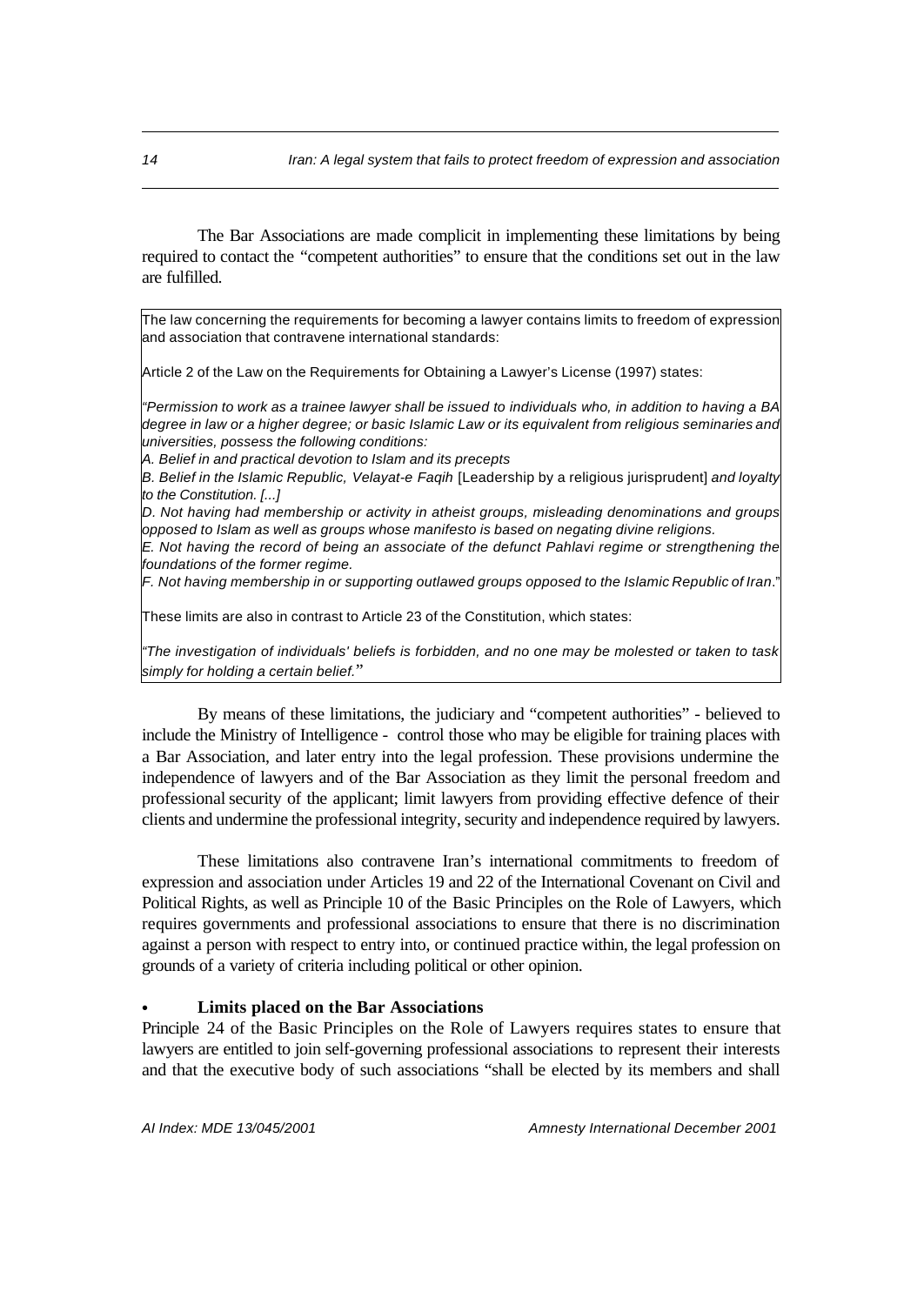The Bar Associations are made complicit in implementing these limitations by being required to contact the "competent authorities" to ensure that the conditions set out in the law are fulfilled.

> The law concerning the requirements for becoming a lawyer contains limits to freedom of expression and association that contravene international standards:
>
> Article 2 of the Law on the Requirements for Obtaining a Lawyer's License (1997) states:
>
> *"Permission to work as a trainee lawyer shall be issued to individuals who, in addition to having a BA degree in law or a higher degree; or basic Islamic Law or its equivalent from religious seminaries and universities, possess the following conditions:*
> *A. Belief in and practical devotion to Islam and its precepts*
> *B. Belief in the Islamic Republic, Velayat-e Faqih* [Leadership by a religious jurisprudent] *and loyalty to the Constitution. [...]*
> *D. Not having had membership or activity in atheist groups, misleading denominations and groups opposed to Islam as well as groups whose manifesto is based on negating divine religions.*
> *E. Not having the record of being an associate of the defunct Pahlavi regime or strengthening the foundations of the former regime.*
> *F. Not having membership in or supporting outlawed groups opposed to the Islamic Republic of Iran*."
>
> These limits are also in contrast to Article 23 of the Constitution, which states:
>
> *"The investigation of individuals' beliefs is forbidden, and no one may be molested or taken to task simply for holding a certain belief."*

By means of these limitations, the judiciary and "competent authorities" - believed to include the Ministry of Intelligence - control those who may be eligible for training places with a Bar Association, and later entry into the legal profession. These provisions undermine the independence of lawyers and of the Bar Association as they limit the personal freedom and professional security of the applicant; limit lawyers from providing effective defence of their clients and undermine the professional integrity, security and independence required by lawyers.

These limitations also contravene Iran's international commitments to freedom of expression and association under Articles 19 and 22 of the International Covenant on Civil and Political Rights, as well as Principle 10 of the Basic Principles on the Role of Lawyers, which requires governments and professional associations to ensure that there is no discrimination against a person with respect to entry into, or continued practice within, the legal profession on grounds of a variety of criteria including political or other opinion.

- **Limits placed on the Bar Associations**

Principle 24 of the Basic Principles on the Role of Lawyers requires states to ensure that lawyers are entitled to join self-governing professional associations to represent their interests and that the executive body of such associations "shall be elected by its members and shall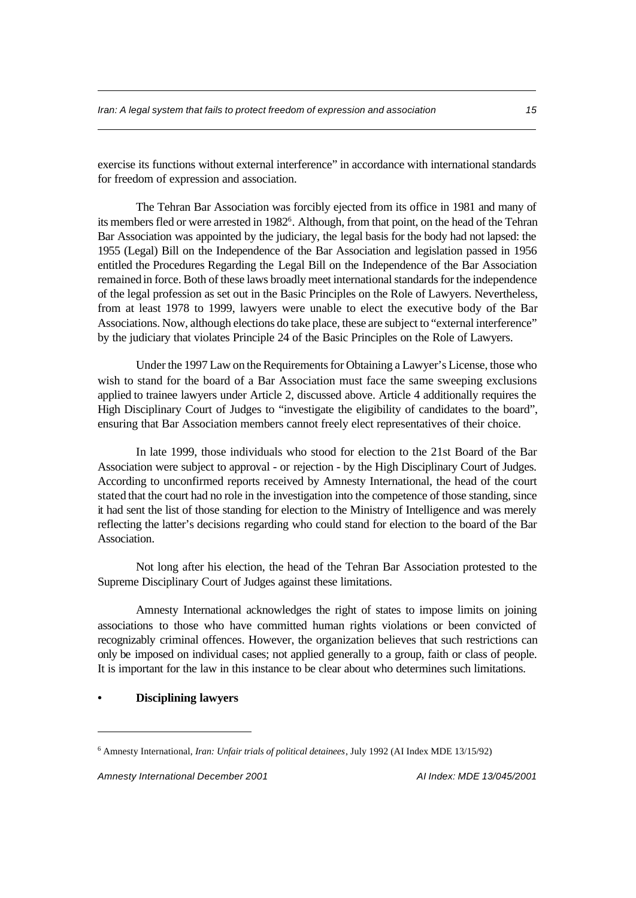exercise its functions without external interference" in accordance with international standards for freedom of expression and association.

The Tehran Bar Association was forcibly ejected from its office in 1981 and many of its members fled or were arrested in 1982[6]. Although, from that point, on the head of the Tehran Bar Association was appointed by the judiciary, the legal basis for the body had not lapsed: the 1955 (Legal) Bill on the Independence of the Bar Association and legislation passed in 1956 entitled the Procedures Regarding the Legal Bill on the Independence of the Bar Association remained in force. Both of these laws broadly meet international standards for the independence of the legal profession as set out in the Basic Principles on the Role of Lawyers. Nevertheless, from at least 1978 to 1999, lawyers were unable to elect the executive body of the Bar Associations. Now, although elections do take place, these are subject to "external interference" by the judiciary that violates Principle 24 of the Basic Principles on the Role of Lawyers.

Under the 1997 Law on the Requirements for Obtaining a Lawyer's License, those who wish to stand for the board of a Bar Association must face the same sweeping exclusions applied to trainee lawyers under Article 2, discussed above. Article 4 additionally requires the High Disciplinary Court of Judges to "investigate the eligibility of candidates to the board", ensuring that Bar Association members cannot freely elect representatives of their choice.

In late 1999, those individuals who stood for election to the 21st Board of the Bar Association were subject to approval - or rejection - by the High Disciplinary Court of Judges. According to unconfirmed reports received by Amnesty International, the head of the court stated that the court had no role in the investigation into the competence of those standing, since it had sent the list of those standing for election to the Ministry of Intelligence and was merely reflecting the latter's decisions regarding who could stand for election to the board of the Bar Association.

Not long after his election, the head of the Tehran Bar Association protested to the Supreme Disciplinary Court of Judges against these limitations.

Amnesty International acknowledges the right of states to impose limits on joining associations to those who have committed human rights violations or been convicted of recognizably criminal offences. However, the organization believes that such restrictions can only be imposed on individual cases; not applied generally to a group, faith or class of people. It is important for the law in this instance to be clear about who determines such limitations.

- **Disciplining lawyers**

---

[6] Amnesty International, *Iran: Unfair trials of political detainees*, July 1992 (AI Index MDE 13/15/92)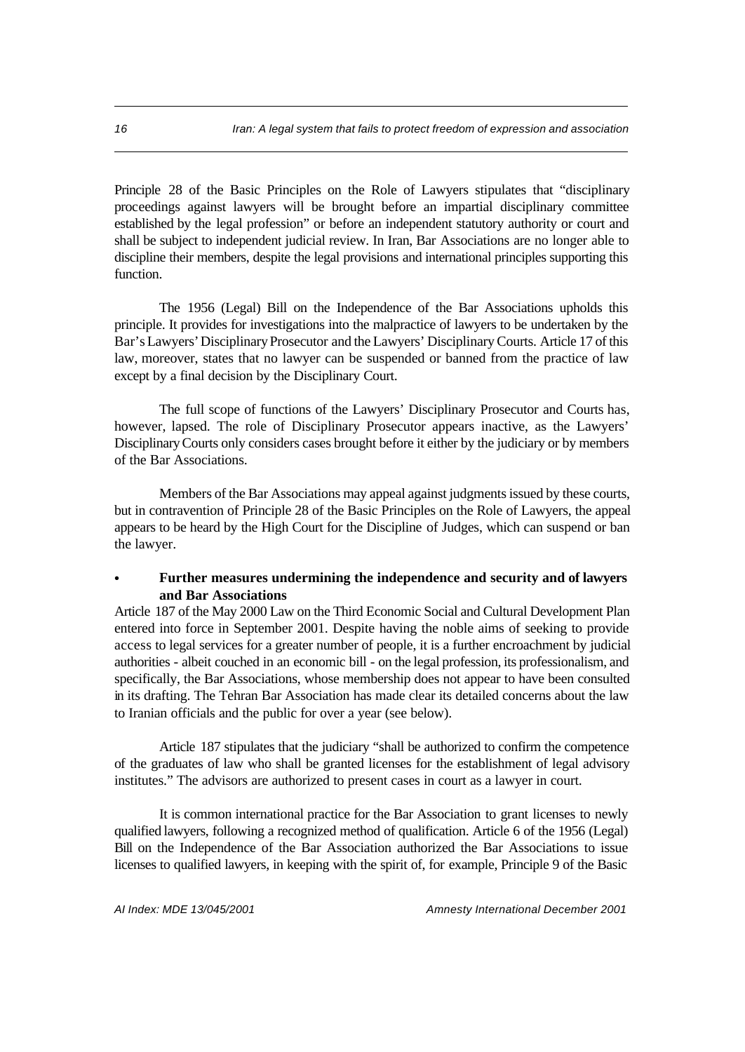Principle 28 of the Basic Principles on the Role of Lawyers stipulates that "disciplinary proceedings against lawyers will be brought before an impartial disciplinary committee established by the legal profession" or before an independent statutory authority or court and shall be subject to independent judicial review. In Iran, Bar Associations are no longer able to discipline their members, despite the legal provisions and international principles supporting this function.

The 1956 (Legal) Bill on the Independence of the Bar Associations upholds this principle. It provides for investigations into the malpractice of lawyers to be undertaken by the Bar's Lawyers' Disciplinary Prosecutor and the Lawyers' Disciplinary Courts. Article 17 of this law, moreover, states that no lawyer can be suspended or banned from the practice of law except by a final decision by the Disciplinary Court.

The full scope of functions of the Lawyers' Disciplinary Prosecutor and Courts has, however, lapsed. The role of Disciplinary Prosecutor appears inactive, as the Lawyers' Disciplinary Courts only considers cases brought before it either by the judiciary or by members of the Bar Associations.

Members of the Bar Associations may appeal against judgments issued by these courts, but in contravention of Principle 28 of the Basic Principles on the Role of Lawyers, the appeal appears to be heard by the High Court for the Discipline of Judges, which can suspend or ban the lawyer.

- **Further measures undermining the independence and security and of lawyers and Bar Associations**

Article 187 of the May 2000 Law on the Third Economic Social and Cultural Development Plan entered into force in September 2001. Despite having the noble aims of seeking to provide access to legal services for a greater number of people, it is a further encroachment by judicial authorities - albeit couched in an economic bill - on the legal profession, its professionalism, and specifically, the Bar Associations, whose membership does not appear to have been consulted in its drafting. The Tehran Bar Association has made clear its detailed concerns about the law to Iranian officials and the public for over a year (see below).

Article 187 stipulates that the judiciary "shall be authorized to confirm the competence of the graduates of law who shall be granted licenses for the establishment of legal advisory institutes." The advisors are authorized to present cases in court as a lawyer in court.

It is common international practice for the Bar Association to grant licenses to newly qualified lawyers, following a recognized method of qualification. Article 6 of the 1956 (Legal) Bill on the Independence of the Bar Association authorized the Bar Associations to issue licenses to qualified lawyers, in keeping with the spirit of, for example, Principle 9 of the Basic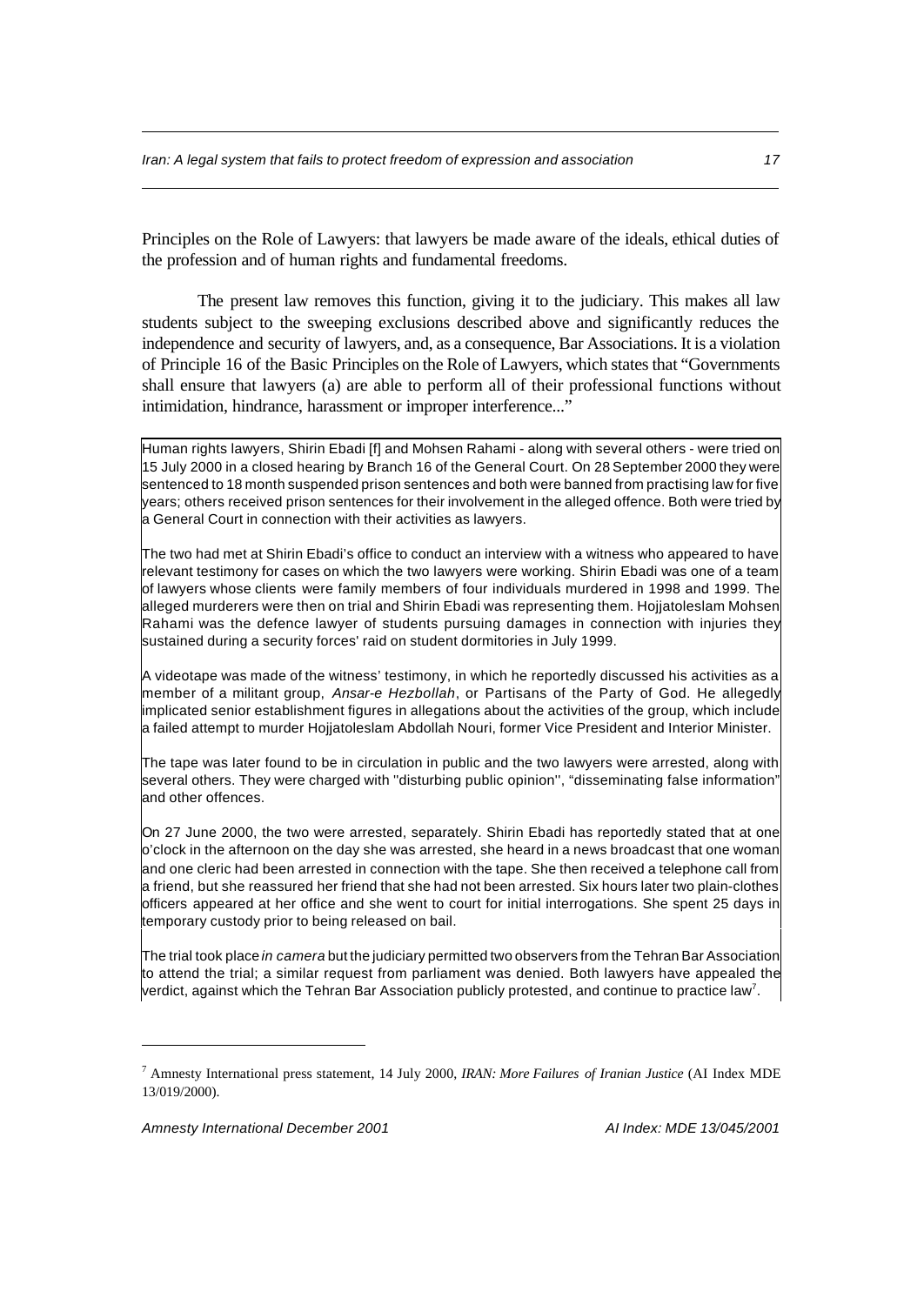Principles on the Role of Lawyers: that lawyers be made aware of the ideals, ethical duties of the profession and of human rights and fundamental freedoms.

The present law removes this function, giving it to the judiciary. This makes all law students subject to the sweeping exclusions described above and significantly reduces the independence and security of lawyers, and, as a consequence, Bar Associations. It is a violation of Principle 16 of the Basic Principles on the Role of Lawyers, which states that "Governments shall ensure that lawyers (a) are able to perform all of their professional functions without intimidation, hindrance, harassment or improper interference..."

> Human rights lawyers, Shirin Ebadi [f] and Mohsen Rahami - along with several others - were tried on 15 July 2000 in a closed hearing by Branch 16 of the General Court. On 28 September 2000 they were sentenced to 18 month suspended prison sentences and both were banned from practising law for five years; others received prison sentences for their involvement in the alleged offence. Both were tried by a General Court in connection with their activities as lawyers.
>
> The two had met at Shirin Ebadi's office to conduct an interview with a witness who appeared to have relevant testimony for cases on which the two lawyers were working. Shirin Ebadi was one of a team of lawyers whose clients were family members of four individuals murdered in 1998 and 1999. The alleged murderers were then on trial and Shirin Ebadi was representing them. Hojjatoleslam Mohsen Rahami was the defence lawyer of students pursuing damages in connection with injuries they sustained during a security forces' raid on student dormitories in July 1999.
>
> A videotape was made of the witness' testimony, in which he reportedly discussed his activities as a member of a militant group, *Ansar-e Hezbollah*, or Partisans of the Party of God. He allegedly implicated senior establishment figures in allegations about the activities of the group, which include a failed attempt to murder Hojjatoleslam Abdollah Nouri, former Vice President and Interior Minister.
>
> The tape was later found to be in circulation in public and the two lawyers were arrested, along with several others. They were charged with "disturbing public opinion", "disseminating false information" and other offences.
>
> On 27 June 2000, the two were arrested, separately. Shirin Ebadi has reportedly stated that at one o'clock in the afternoon on the day she was arrested, she heard in a news broadcast that one woman and one cleric had been arrested in connection with the tape. She then received a telephone call from a friend, but she reassured her friend that she had not been arrested. Six hours later two plain-clothes officers appeared at her office and she went to court for initial interrogations. She spent 25 days in temporary custody prior to being released on bail.
>
> The trial took place *in camera* but the judiciary permitted two observers from the Tehran Bar Association to attend the trial; a similar request from parliament was denied. Both lawyers have appealed the verdict, against which the Tehran Bar Association publicly protested, and continue to practice law[7].

---

[7] Amnesty International press statement, 14 July 2000, *IRAN: More Failures of Iranian Justice* (AI Index MDE 13/019/2000).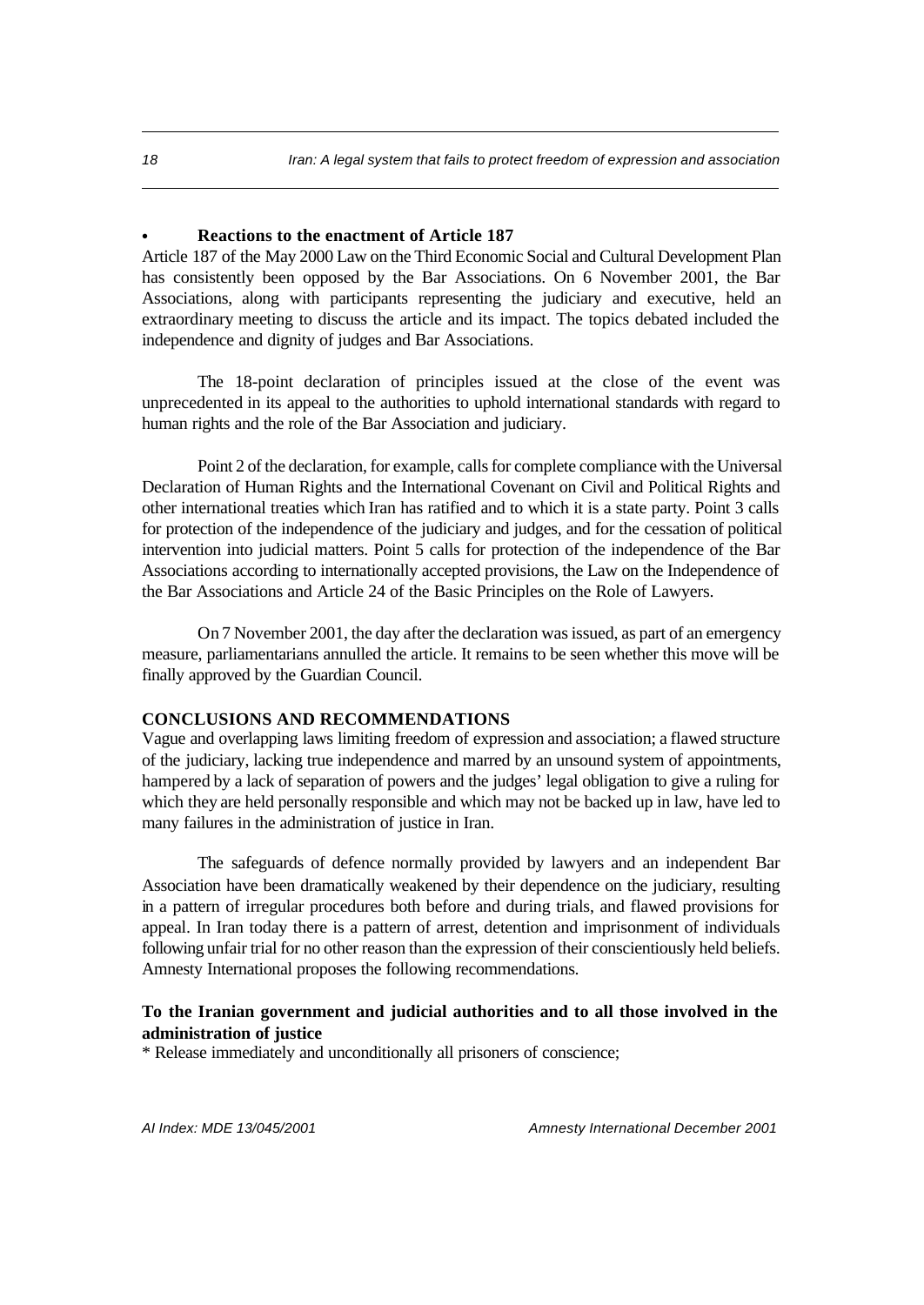- **Reactions to the enactment of Article 187**

Article 187 of the May 2000 Law on the Third Economic Social and Cultural Development Plan has consistently been opposed by the Bar Associations. On 6 November 2001, the Bar Associations, along with participants representing the judiciary and executive, held an extraordinary meeting to discuss the article and its impact. The topics debated included the independence and dignity of judges and Bar Associations.

The 18-point declaration of principles issued at the close of the event was unprecedented in its appeal to the authorities to uphold international standards with regard to human rights and the role of the Bar Association and judiciary.

Point 2 of the declaration, for example, calls for complete compliance with the Universal Declaration of Human Rights and the International Covenant on Civil and Political Rights and other international treaties which Iran has ratified and to which it is a state party. Point 3 calls for protection of the independence of the judiciary and judges, and for the cessation of political intervention into judicial matters. Point 5 calls for protection of the independence of the Bar Associations according to internationally accepted provisions, the Law on the Independence of the Bar Associations and Article 24 of the Basic Principles on the Role of Lawyers.

On 7 November 2001, the day after the declaration was issued, as part of an emergency measure, parliamentarians annulled the article. It remains to be seen whether this move will be finally approved by the Guardian Council.

## CONCLUSIONS AND RECOMMENDATIONS

Vague and overlapping laws limiting freedom of expression and association; a flawed structure of the judiciary, lacking true independence and marred by an unsound system of appointments, hampered by a lack of separation of powers and the judges' legal obligation to give a ruling for which they are held personally responsible and which may not be backed up in law, have led to many failures in the administration of justice in Iran.

The safeguards of defence normally provided by lawyers and an independent Bar Association have been dramatically weakened by their dependence on the judiciary, resulting in a pattern of irregular procedures both before and during trials, and flawed provisions for appeal. In Iran today there is a pattern of arrest, detention and imprisonment of individuals following unfair trial for no other reason than the expression of their conscientiously held beliefs. Amnesty International proposes the following recommendations.

### To the Iranian government and judicial authorities and to all those involved in the administration of justice

* Release immediately and unconditionally all prisoners of conscience;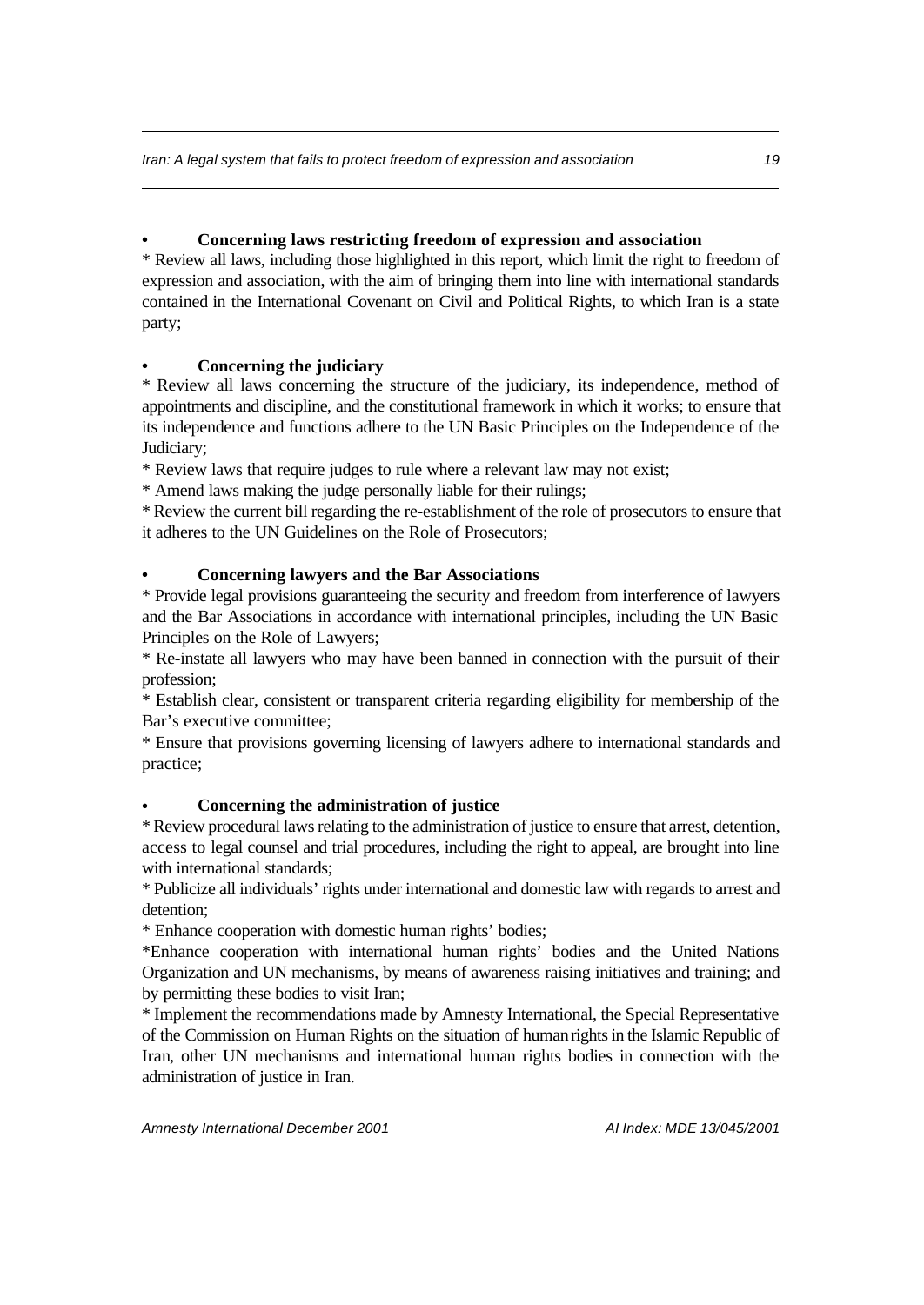- **Concerning laws restricting freedom of expression and association**

* Review all laws, including those highlighted in this report, which limit the right to freedom of expression and association, with the aim of bringing them into line with international standards contained in the International Covenant on Civil and Political Rights, to which Iran is a state party;

- **Concerning the judiciary**

* Review all laws concerning the structure of the judiciary, its independence, method of appointments and discipline, and the constitutional framework in which it works; to ensure that its independence and functions adhere to the UN Basic Principles on the Independence of the Judiciary;

* Review laws that require judges to rule where a relevant law may not exist;

* Amend laws making the judge personally liable for their rulings;

* Review the current bill regarding the re-establishment of the role of prosecutors to ensure that it adheres to the UN Guidelines on the Role of Prosecutors;

- **Concerning lawyers and the Bar Associations**

* Provide legal provisions guaranteeing the security and freedom from interference of lawyers and the Bar Associations in accordance with international principles, including the UN Basic Principles on the Role of Lawyers;

* Re-instate all lawyers who may have been banned in connection with the pursuit of their profession;

* Establish clear, consistent or transparent criteria regarding eligibility for membership of the Bar's executive committee;

* Ensure that provisions governing licensing of lawyers adhere to international standards and practice;

- **Concerning the administration of justice**

* Review procedural laws relating to the administration of justice to ensure that arrest, detention, access to legal counsel and trial procedures, including the right to appeal, are brought into line with international standards;

* Publicize all individuals' rights under international and domestic law with regards to arrest and detention;

* Enhance cooperation with domestic human rights' bodies;

*Enhance cooperation with international human rights' bodies and the United Nations Organization and UN mechanisms, by means of awareness raising initiatives and training; and by permitting these bodies to visit Iran;

* Implement the recommendations made by Amnesty International, the Special Representative of the Commission on Human Rights on the situation of human rights in the Islamic Republic of Iran, other UN mechanisms and international human rights bodies in connection with the administration of justice in Iran.